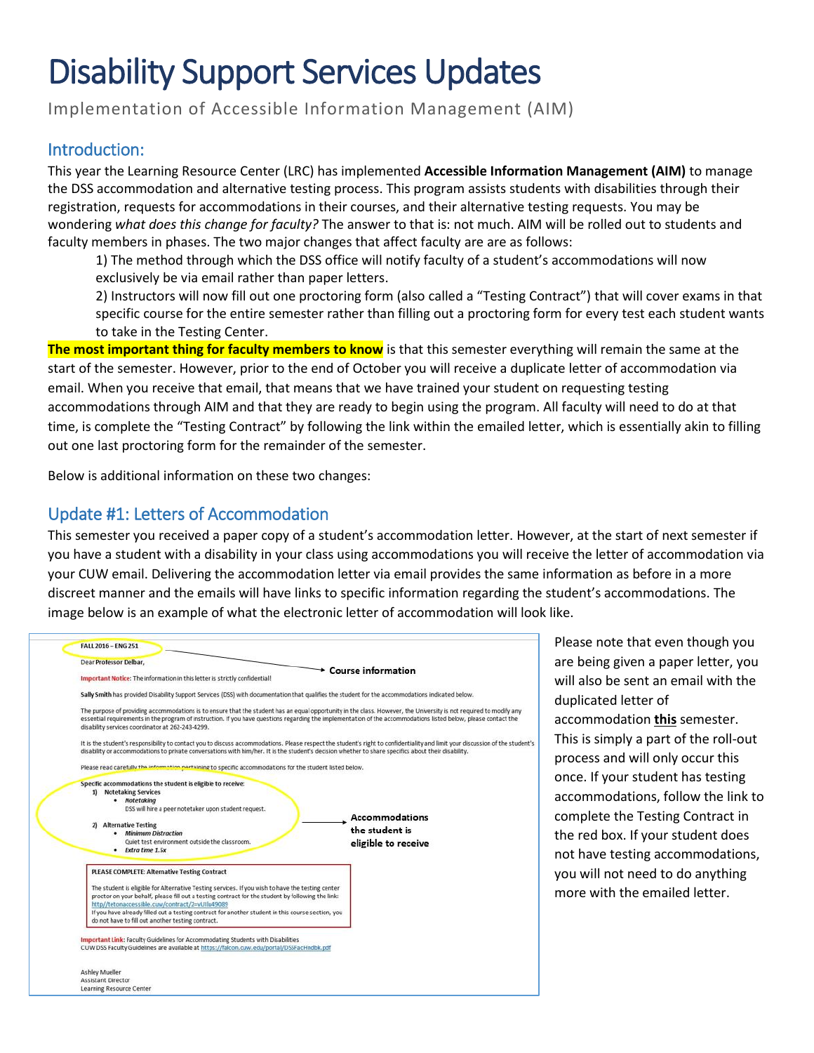# Disability Support Services Updates

Implementation of Accessible Information Management (AIM)

## Introduction:

This year the Learning Resource Center (LRC) has implemented **Accessible Information Management (AIM)** to manage the DSS accommodation and alternative testing process. This program assists students with disabilities through their registration, requests for accommodations in their courses, and their alternative testing requests. You may be wondering *what does this change for faculty?* The answer to that is: not much. AIM will be rolled out to students and faculty members in phases. The two major changes that affect faculty are are as follows:

1) The method through which the DSS office will notify faculty of a student's accommodations will now exclusively be via email rather than paper letters.

2) Instructors will now fill out one proctoring form (also called a "Testing Contract") that will cover exams in that specific course for the entire semester rather than filling out a proctoring form for every test each student wants to take in the Testing Center.

**The most important thing for faculty members to know** is that this semester everything will remain the same at the start of the semester. However, prior to the end of October you will receive a duplicate letter of accommodation via email. When you receive that email, that means that we have trained your student on requesting testing accommodations through AIM and that they are ready to begin using the program. All faculty will need to do at that time, is complete the "Testing Contract" by following the link within the emailed letter, which is essentially akin to filling out one last proctoring form for the remainder of the semester.

Below is additional information on these two changes:

## Update #1: Letters of Accommodation

This semester you received a paper copy of a student's accommodation letter. However, at the start of next semester if you have a student with a disability in your class using accommodations you will receive the letter of accommodation via your CUW email. Delivering the accommodation letter via email provides the same information as before in a more discreet manner and the emails will have links to specific information regarding the student's accommodations. The image below is an example of what the electronic letter of accommodation will look like.

FALL 2016 – ENG 251

Dear Professor Delbar,

Important Notice: The information in this letter is strictly confidential!

Course information

**Sally Smith** has provided Disability Support Services (DSS) with documentation that qualifies the student for the accommodations indicated below.

The purpose of providing accommodations is to ensure that the student has an equal opportunity in the class. However, the University is not required to modify any essential requirements in the program of instruction. If you have questions regarding the implementation of the accommodations listed below, please contact the disability services coordinator at 262-243-4299.

It is the student's responsibility to contact you to discuss accommodations. Please respect the student's right to confidentiality and limit your discussion of the student's disability or accommodations to private conversations with him/her. It is the student's decision whether to share specifics about their disability.

Please read carefully the information pertaining to specific accommodations for the student listed below.

Specific accommodations the student is eligible to receive:

1) Notetaking Services
   - *Notetaking*
     DSS will hire a peer notetaker upon student request.
2) Alternative Testing
   - *Minimum Distraction*
     Quiet test environment outside the classroom.
   - *Extra time 1.5x*

Accommodations the student is eligible to receive

PLEASE COMPLETE: Alternative Testing Contract

The student is eligible for Alternative Testing services. If you wish to have the testing center proctor on your behalf, please fill out a testing contract for the student by following the link: http//tetonaccessible.cuw/contract/2=vUlb49089
If you have already filled out a testing contract for another student in this course section, you do not have to fill out another testing contract.

Important Link: Faculty Guidelines for Accommodating Students with Disabilities
CUW DSS Faculty Guidelines are available at https://falcon.cuw.edu/portal/DSSFacHndbk.pdf

Ashley Mueller
Assistant Director
Learning Resource Center

Please note that even though you are being given a paper letter, you will also be sent an email with the duplicated letter of accommodation **this** semester. This is simply a part of the roll-out process and will only occur this once. If your student has testing accommodations, follow the link to complete the Testing Contract in the red box. If your student does not have testing accommodations, you will not need to do anything more with the emailed letter.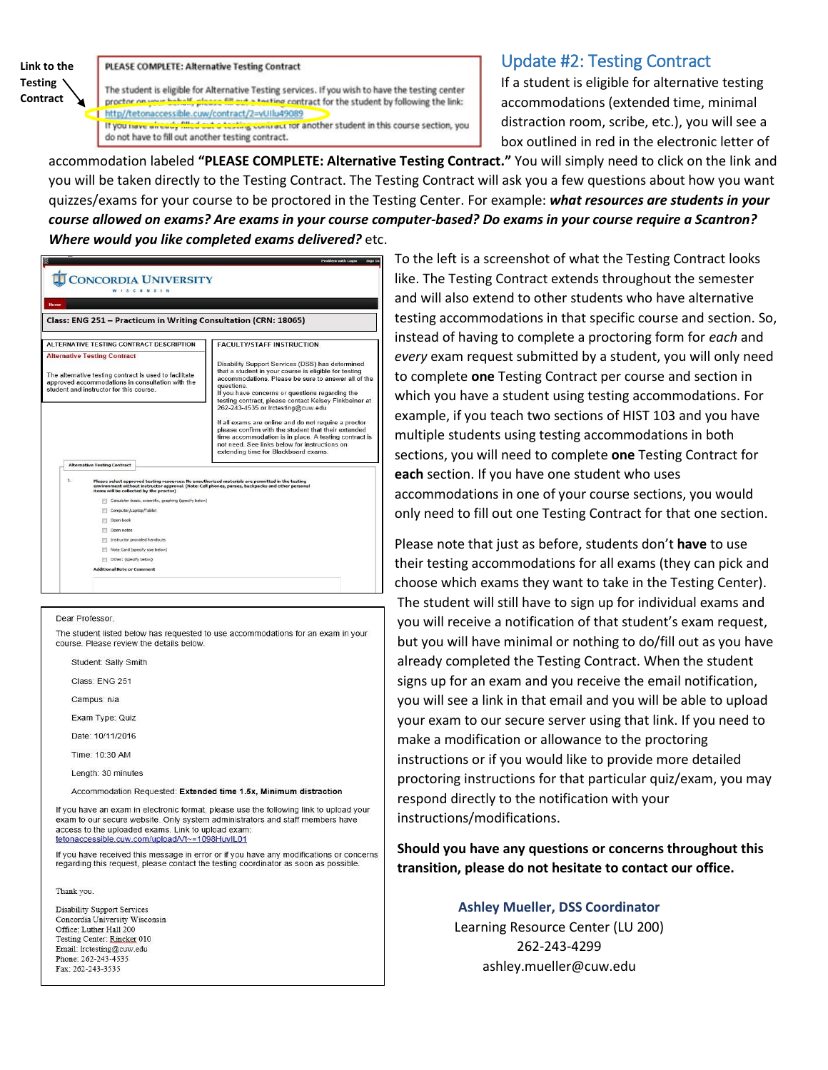Link to the Testing Contract

PLEASE COMPLETE: Alternative Testing Contract

The student is eligible for Alternative Testing services. If you wish to have the testing center proctor on your behalf, please fill out a testing contract for the student by following the link: http//tetonaccessible.cuw/contract/2=vUIlu49089

If you have already filled out a testing contract for another student in this course section, you do not have to fill out another testing contract.

## Update #2: Testing Contract

If a student is eligible for alternative testing accommodations (extended time, minimal distraction room, scribe, etc.), you will see a box outlined in red in the electronic letter of accommodation labeled **"PLEASE COMPLETE: Alternative Testing Contract."** You will simply need to click on the link and you will be taken directly to the Testing Contract. The Testing Contract will ask you a few questions about how you want quizzes/exams for your course to be proctored in the Testing Center. For example: ***what resources are students in your course allowed on exams? Are exams in your course computer-based? Do exams in your course require a Scantron? Where would you like completed exams delivered?*** etc.

Concordia University Wisconsin

Class: ENG 251 – Practicum in Writing Consultation (CRN: 18065)

ALTERNATIVE TESTING CONTRACT DESCRIPTION

Alternative Testing Contract

The alternative testing contract is used to facilitate approved accommodations in consultation with the student and instructor for this course.

FACULTY/STAFF INSTRUCTION

Disability Support Services (DSS) has determined that a student in your course is eligible for testing accommodations. Please be sure to answer all of the questions.

If you have concerns or questions regarding the testing contract, please contact Kelsey Finkbeiner at 262-243-4535 or lrctesting@cuw.edu

If all exams are online and do not require a proctor please confirm with the student that their extended time accommodation is in place. A testing contract is not need. See links below for instructions on extending time for Blackboard exams.

Alternative Testing Contract

1. Please select approved testing resources. No unauthorized materials are permitted in the testing environment without instructor approval. (Note: Cell phones, purses, backpacks and other personal items will be collected by the proctor)

- Calculator-basic, scientific, graphing (specify below)
- Computer/Laptop/Tablet
- Open book
- Open notes
- Instructor provided handouts
- Note Card (specify size below)
- Other: (specify below)

Additional Note or Comment

To the left is a screenshot of what the Testing Contract looks like. The Testing Contract extends throughout the semester and will also extend to other students who have alternative testing accommodations in that specific course and section. So, instead of having to complete a proctoring form for *each* and *every* exam request submitted by a student, you will only need to complete **one** Testing Contract per course and section in which you have a student using testing accommodations. For example, if you teach two sections of HIST 103 and you have multiple students using testing accommodations in both sections, you will need to complete **one** Testing Contract for **each** section. If you have one student who uses accommodations in one of your course sections, you would only need to fill out one Testing Contract for that one section.

Please note that just as before, students don't **have** to use their testing accommodations for all exams (they can pick and choose which exams they want to take in the Testing Center). The student will still have to sign up for individual exams and you will receive a notification of that student's exam request, but you will have minimal or nothing to do/fill out as you have already completed the Testing Contract. When the student signs up for an exam and you receive the email notification, you will see a link in that email and you will be able to upload your exam to our secure server using that link. If you need to make a modification or allowance to the proctoring instructions or if you would like to provide more detailed proctoring instructions for that particular quiz/exam, you may respond directly to the notification with your instructions/modifications.

Dear Professor,

The student listed below has requested to use accommodations for an exam in your course. Please review the details below.

Student: Sally Smith

Class: ENG 251

Campus: n/a

Exam Type: Quiz

Date: 10/11/2016

Time: 10:30 AM

Length: 30 minutes

Accommodation Requested: **Extended time 1.5x, Minimum distraction**

If you have an exam in electronic format, please use the following link to upload your exam to our secure website. Only system administrators and staff members have access to the uploaded exams. Link to upload exam: tetonaccessible.cuw.com/upload/Vt~=1098HuvIL01

If you have received this message in error or if you have any modifications or concerns regarding this request, please contact the testing coordinator as soon as possible.

Thank you.

Disability Support Services
Concordia University Wisconsin
Office: Luther Hall 200
Testing Center: Rincker 010
Email: lrctesting@cuw.edu
Phone: 262-243-4535
Fax: 262-243-3535

**Should you have any questions or concerns throughout this transition, please do not hesitate to contact our office.**

**Ashley Mueller, DSS Coordinator**
Learning Resource Center (LU 200)
262-243-4299
ashley.mueller@cuw.edu